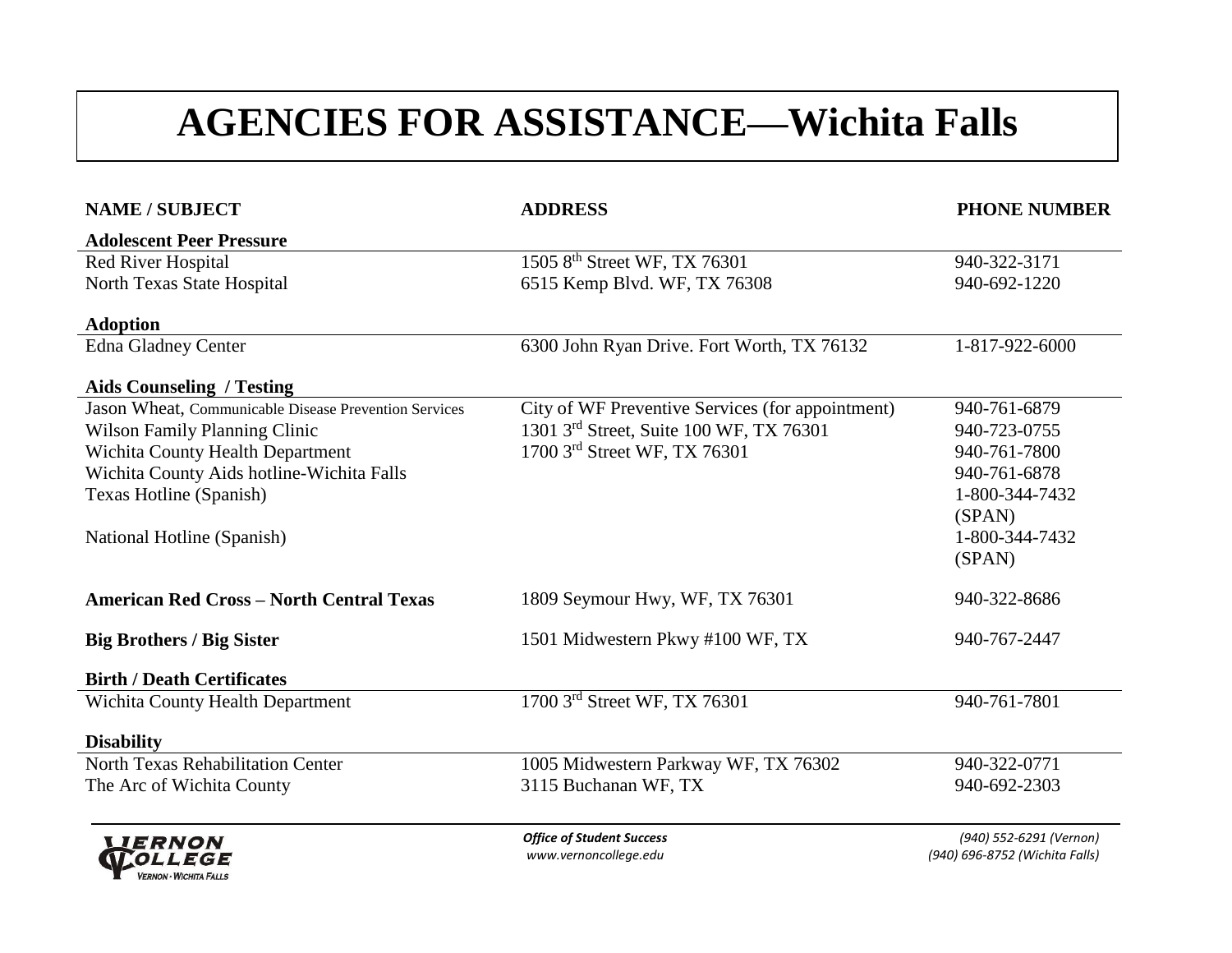# AGENCIES FOR ASSISTANCE—Wichita Falls

| NAME / SUBJECT | ADDRESS | PHONE NUMBER |
|---|---|---|
| **Adolescent Peer Pressure** | | |
| Red River Hospital | 1505 8th Street WF, TX 76301 | 940-322-3171 |
| North Texas State Hospital | 6515 Kemp Blvd. WF, TX 76308 | 940-692-1220 |
| **Adoption** | | |
| Edna Gladney Center | 6300 John Ryan Drive. Fort Worth, TX 76132 | 1-817-922-6000 |
| **Aids Counseling / Testing** | | |
| Jason Wheat, Communicable Disease Prevention Services | City of WF Preventive Services (for appointment) | 940-761-6879 |
| Wilson Family Planning Clinic | 1301 3rd Street, Suite 100 WF, TX 76301 | 940-723-0755 |
| Wichita County Health Department | 1700 3rd Street WF, TX 76301 | 940-761-7800 |
| Wichita County Aids hotline-Wichita Falls | | 940-761-6878 |
| Texas Hotline (Spanish) | | 1-800-344-7432 (SPAN) |
| National Hotline (Spanish) | | 1-800-344-7432 (SPAN) |
| **American Red Cross – North Central Texas** | 1809 Seymour Hwy, WF, TX 76301 | 940-322-8686 |
| **Big Brothers / Big Sister** | 1501 Midwestern Pkwy #100 WF, TX | 940-767-2447 |
| **Birth / Death Certificates** | | |
| Wichita County Health Department | 1700 3rd Street WF, TX 76301 | 940-761-7801 |
| **Disability** | | |
| North Texas Rehabilitation Center | 1005 Midwestern Parkway WF, TX 76302 | 940-322-0771 |
| The Arc of Wichita County | 3115 Buchanan WF, TX | 940-692-2303 |

*Office of Student Success*
*www.vernoncollege.edu*

*(940) 552-6291 (Vernon)*
*(940) 696-8752 (Wichita Falls)*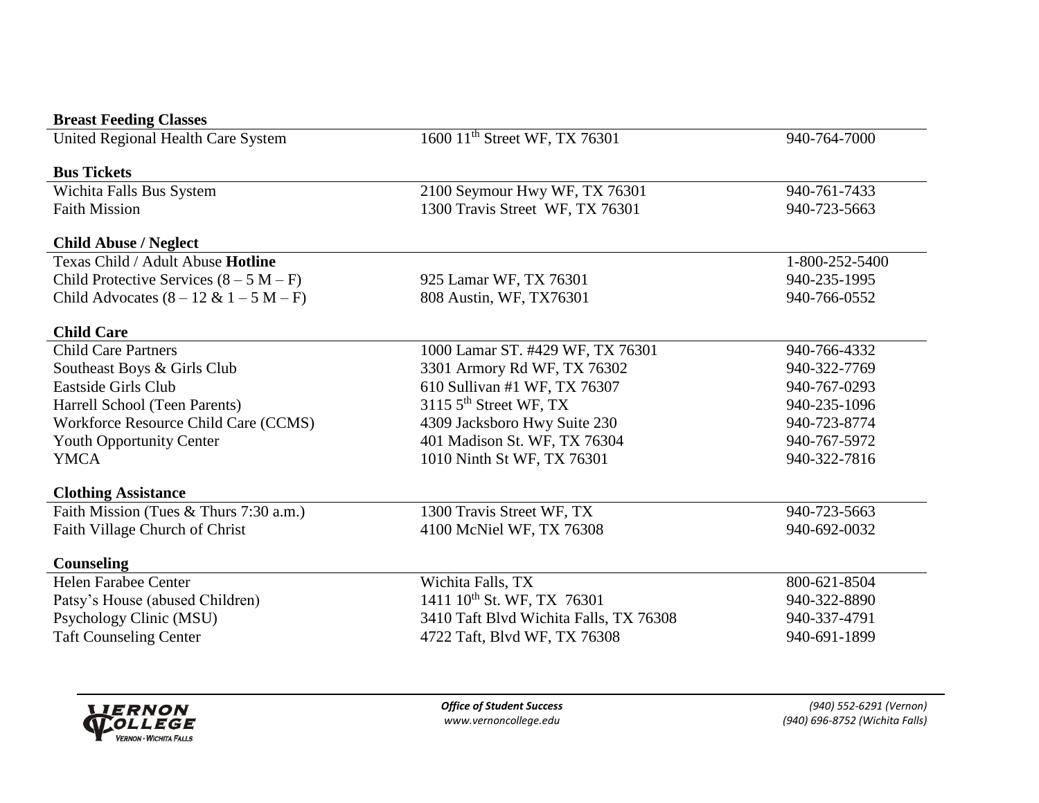**Breast Feeding Classes**

| | | |
|---|---|---|
| United Regional Health Care System | 1600 11th Street WF, TX 76301 | 940-764-7000 |

**Bus Tickets**

| | | |
|---|---|---|
| Wichita Falls Bus System | 2100 Seymour Hwy WF, TX 76301 | 940-761-7433 |
| Faith Mission | 1300 Travis Street WF, TX 76301 | 940-723-5663 |

**Child Abuse / Neglect**

| | | |
|---|---|---|
| Texas Child / Adult Abuse **Hotline** | | 1-800-252-5400 |
| Child Protective Services (8 – 5 M – F) | 925 Lamar WF, TX 76301 | 940-235-1995 |
| Child Advocates (8 – 12 & 1 – 5 M – F) | 808 Austin, WF, TX76301 | 940-766-0552 |

**Child Care**

| | | |
|---|---|---|
| Child Care Partners | 1000 Lamar ST. #429 WF, TX 76301 | 940-766-4332 |
| Southeast Boys & Girls Club | 3301 Armory Rd WF, TX 76302 | 940-322-7769 |
| Eastside Girls Club | 610 Sullivan #1 WF, TX 76307 | 940-767-0293 |
| Harrell School (Teen Parents) | 3115 5th Street WF, TX | 940-235-1096 |
| Workforce Resource Child Care (CCMS) | 4309 Jacksboro Hwy Suite 230 | 940-723-8774 |
| Youth Opportunity Center | 401 Madison St. WF, TX 76304 | 940-767-5972 |
| YMCA | 1010 Ninth St WF, TX 76301 | 940-322-7816 |

**Clothing Assistance**

| | | |
|---|---|---|
| Faith Mission (Tues & Thurs 7:30 a.m.) | 1300 Travis Street WF, TX | 940-723-5663 |
| Faith Village Church of Christ | 4100 McNiel WF, TX 76308 | 940-692-0032 |

**Counseling**

| | | |
|---|---|---|
| Helen Farabee Center | Wichita Falls, TX | 800-621-8504 |
| Patsy's House (abused Children) | 1411 10th St. WF, TX 76301 | 940-322-8890 |
| Psychology Clinic (MSU) | 3410 Taft Blvd Wichita Falls, TX 76308 | 940-337-4791 |
| Taft Counseling Center | 4722 Taft, Blvd WF, TX 76308 | 940-691-1899 |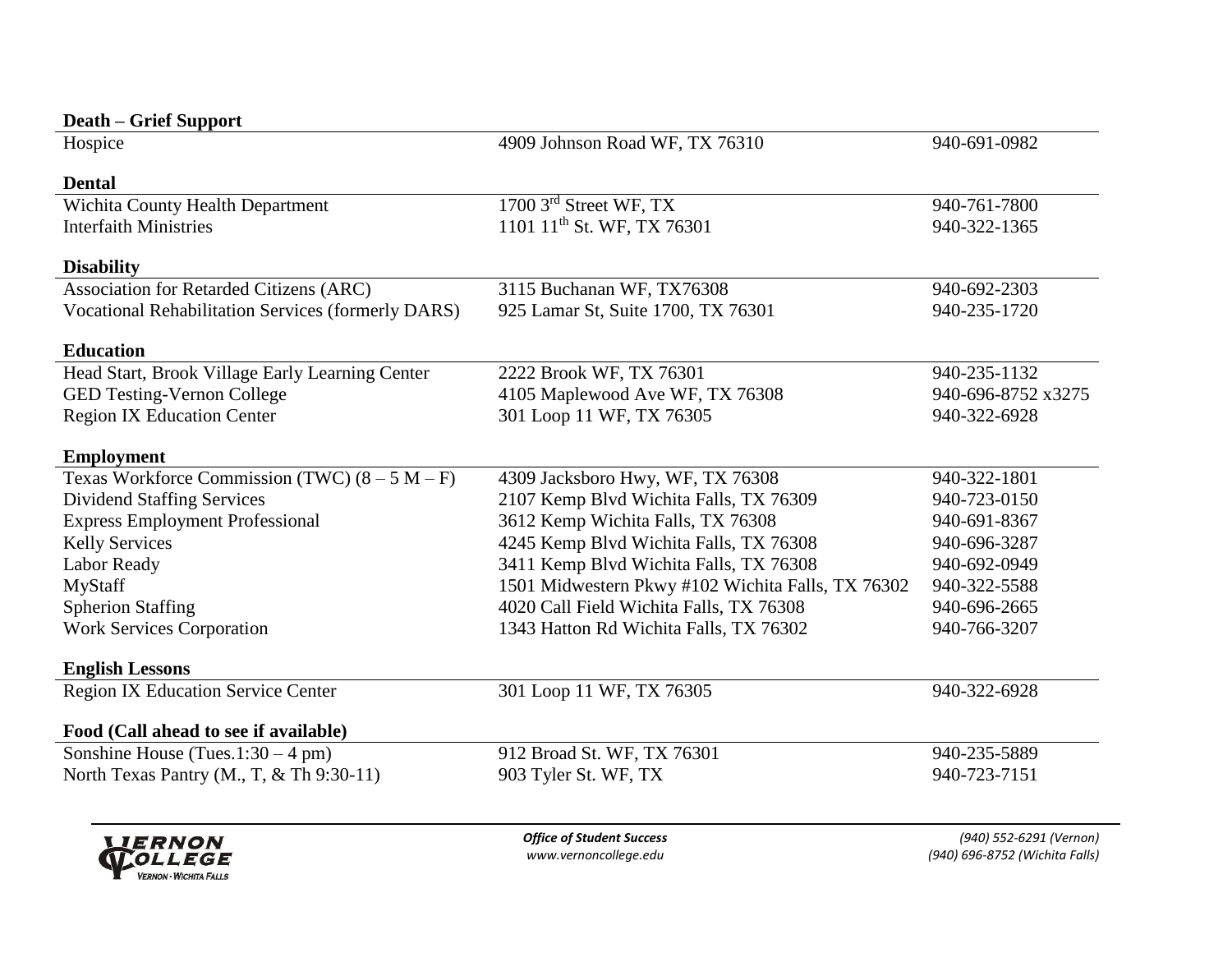**Death – Grief Support**

| | | |
|---|---|---|
| Hospice | 4909 Johnson Road WF, TX 76310 | 940-691-0982 |

**Dental**

| | | |
|---|---|---|
| Wichita County Health Department | 1700 3rd Street WF, TX | 940-761-7800 |
| Interfaith Ministries | 1101 11th St. WF, TX 76301 | 940-322-1365 |

**Disability**

| | | |
|---|---|---|
| Association for Retarded Citizens (ARC) | 3115 Buchanan WF, TX76308 | 940-692-2303 |
| Vocational Rehabilitation Services (formerly DARS) | 925 Lamar St, Suite 1700, TX 76301 | 940-235-1720 |

**Education**

| | | |
|---|---|---|
| Head Start, Brook Village Early Learning Center | 2222 Brook WF, TX 76301 | 940-235-1132 |
| GED Testing-Vernon College | 4105 Maplewood Ave WF, TX 76308 | 940-696-8752 x3275 |
| Region IX Education Center | 301 Loop 11 WF, TX 76305 | 940-322-6928 |

**Employment**

| | | |
|---|---|---|
| Texas Workforce Commission (TWC) (8 – 5 M – F) | 4309 Jacksboro Hwy, WF, TX 76308 | 940-322-1801 |
| Dividend Staffing Services | 2107 Kemp Blvd Wichita Falls, TX 76309 | 940-723-0150 |
| Express Employment Professional | 3612 Kemp Wichita Falls, TX 76308 | 940-691-8367 |
| Kelly Services | 4245 Kemp Blvd Wichita Falls, TX 76308 | 940-696-3287 |
| Labor Ready | 3411 Kemp Blvd Wichita Falls, TX 76308 | 940-692-0949 |
| MyStaff | 1501 Midwestern Pkwy #102 Wichita Falls, TX 76302 | 940-322-5588 |
| Spherion Staffing | 4020 Call Field Wichita Falls, TX 76308 | 940-696-2665 |
| Work Services Corporation | 1343 Hatton Rd Wichita Falls, TX 76302 | 940-766-3207 |

**English Lessons**

| | | |
|---|---|---|
| Region IX Education Service Center | 301 Loop 11 WF, TX 76305 | 940-322-6928 |

**Food (Call ahead to see if available)**

| | | |
|---|---|---|
| Sonshine House (Tues.1:30 – 4 pm) | 912 Broad St. WF, TX 76301 | 940-235-5889 |
| North Texas Pantry (M., T, & Th 9:30-11) | 903 Tyler St. WF, TX | 940-723-7151 |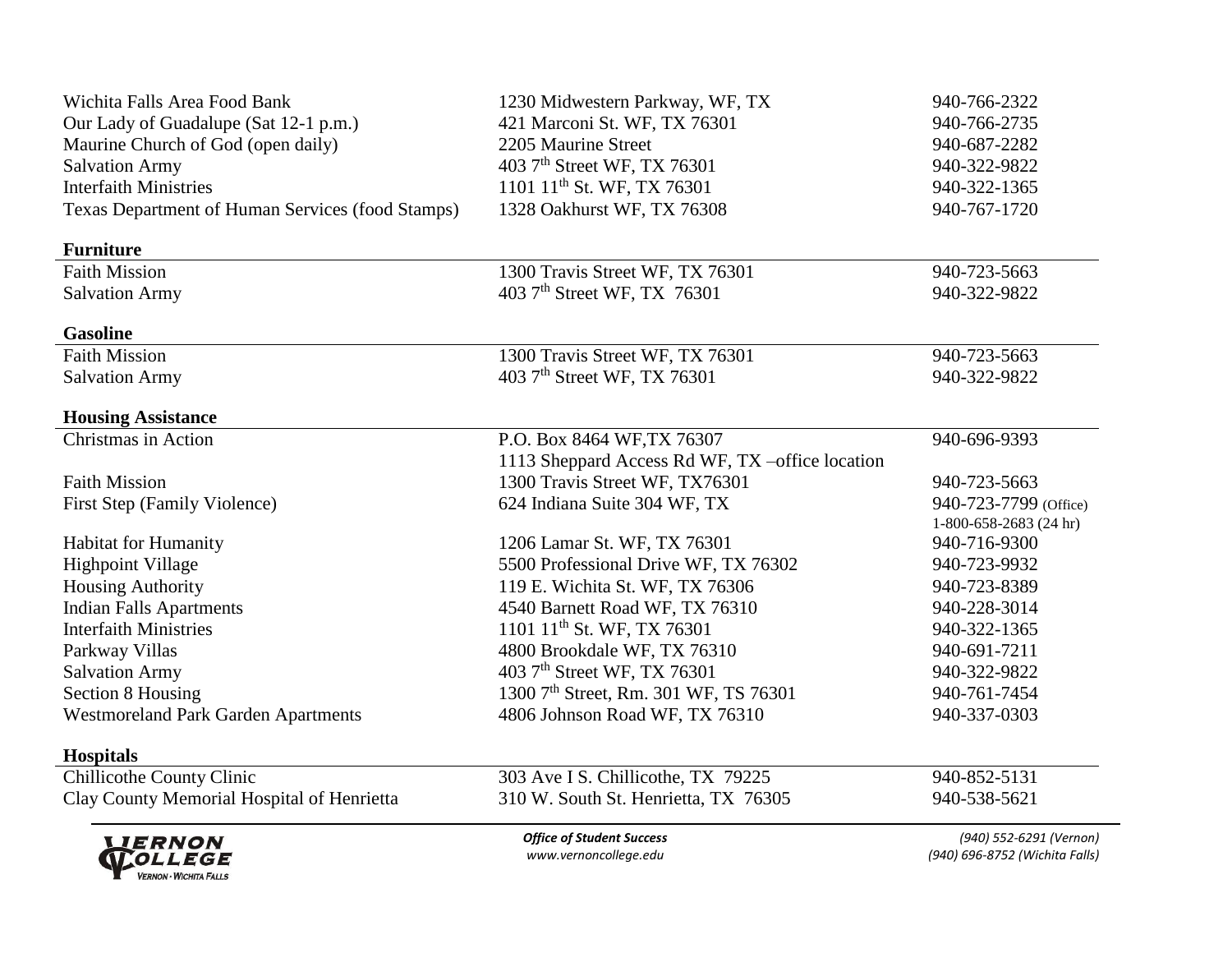| | | |
|---|---|---|
| Wichita Falls Area Food Bank | 1230 Midwestern Parkway, WF, TX | 940-766-2322 |
| Our Lady of Guadalupe (Sat 12-1 p.m.) | 421 Marconi St. WF, TX 76301 | 940-766-2735 |
| Maurine Church of God (open daily) | 2205 Maurine Street | 940-687-2282 |
| Salvation Army | 403 7th Street WF, TX 76301 | 940-322-9822 |
| Interfaith Ministries | 1101 11th St. WF, TX 76301 | 940-322-1365 |
| Texas Department of Human Services (food Stamps) | 1328 Oakhurst WF, TX 76308 | 940-767-1720 |

**Furniture**

| | | |
|---|---|---|
| Faith Mission | 1300 Travis Street WF, TX 76301 | 940-723-5663 |
| Salvation Army | 403 7th Street WF, TX 76301 | 940-322-9822 |

**Gasoline**

| | | |
|---|---|---|
| Faith Mission | 1300 Travis Street WF, TX 76301 | 940-723-5663 |
| Salvation Army | 403 7th Street WF, TX 76301 | 940-322-9822 |

**Housing Assistance**

| | | |
|---|---|---|
| Christmas in Action | P.O. Box 8464 WF,TX 76307<br>1113 Sheppard Access Rd WF, TX –office location | 940-696-9393 |
| Faith Mission | 1300 Travis Street WF, TX76301 | 940-723-5663 |
| First Step (Family Violence) | 624 Indiana Suite 304 WF, TX | 940-723-7799 (Office)<br>1-800-658-2683 (24 hr) |
| Habitat for Humanity | 1206 Lamar St. WF, TX 76301 | 940-716-9300 |
| Highpoint Village | 5500 Professional Drive WF, TX 76302 | 940-723-9932 |
| Housing Authority | 119 E. Wichita St. WF, TX 76306 | 940-723-8389 |
| Indian Falls Apartments | 4540 Barnett Road WF, TX 76310 | 940-228-3014 |
| Interfaith Ministries | 1101 11th St. WF, TX 76301 | 940-322-1365 |
| Parkway Villas | 4800 Brookdale WF, TX 76310 | 940-691-7211 |
| Salvation Army | 403 7th Street WF, TX 76301 | 940-322-9822 |
| Section 8 Housing | 1300 7th Street, Rm. 301 WF, TS 76301 | 940-761-7454 |
| Westmoreland Park Garden Apartments | 4806 Johnson Road WF, TX 76310 | 940-337-0303 |

**Hospitals**

| | | |
|---|---|---|
| Chillicothe County Clinic | 303 Ave I S. Chillicothe, TX 79225 | 940-852-5131 |
| Clay County Memorial Hospital of Henrietta | 310 W. South St. Henrietta, TX 76305 | 940-538-5621 |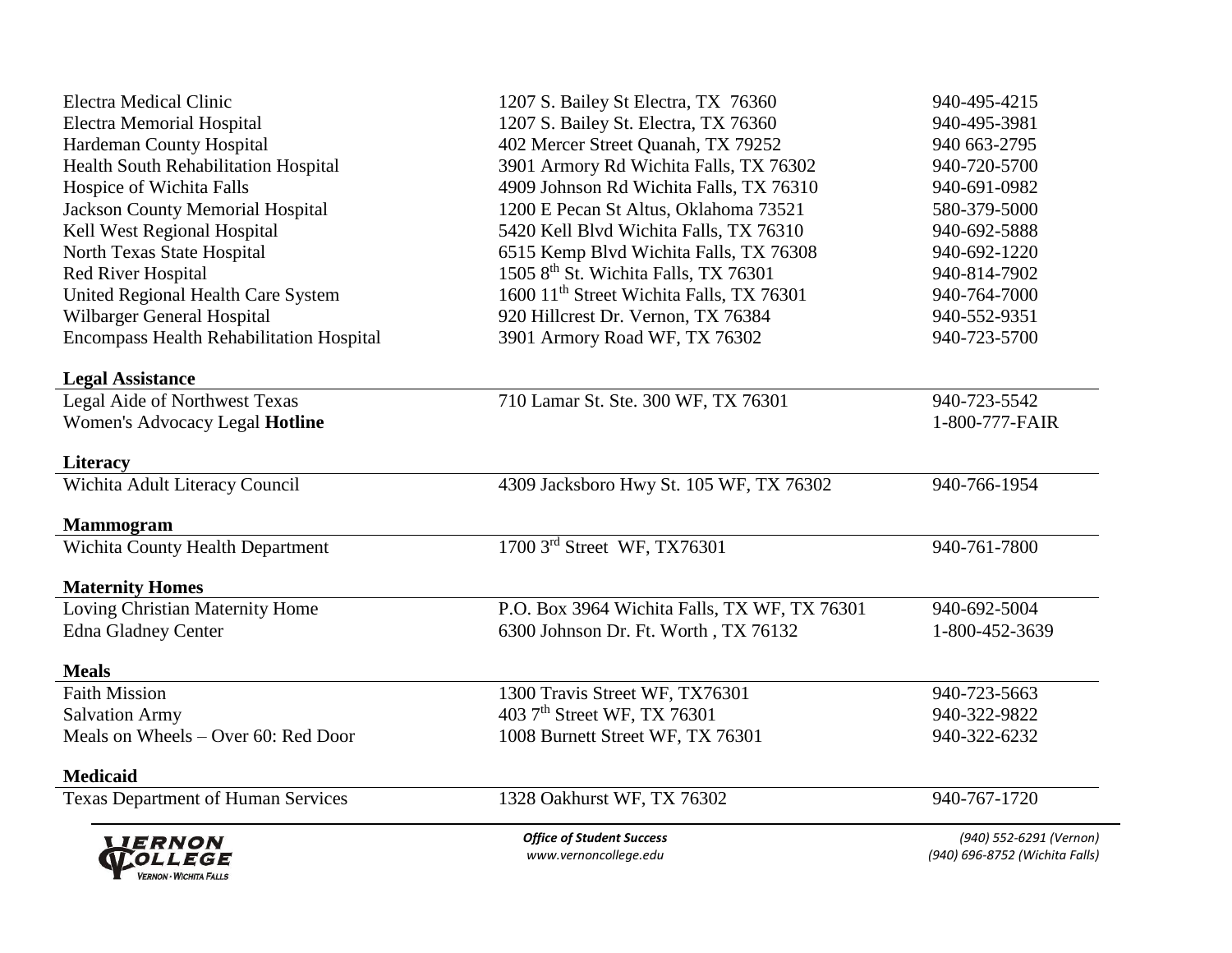| | | |
|---|---|---|
| Electra Medical Clinic | 1207 S. Bailey St Electra, TX 76360 | 940-495-4215 |
| Electra Memorial Hospital | 1207 S. Bailey St. Electra, TX 76360 | 940-495-3981 |
| Hardeman County Hospital | 402 Mercer Street Quanah, TX 79252 | 940 663-2795 |
| Health South Rehabilitation Hospital | 3901 Armory Rd Wichita Falls, TX 76302 | 940-720-5700 |
| Hospice of Wichita Falls | 4909 Johnson Rd Wichita Falls, TX 76310 | 940-691-0982 |
| Jackson County Memorial Hospital | 1200 E Pecan St Altus, Oklahoma 73521 | 580-379-5000 |
| Kell West Regional Hospital | 5420 Kell Blvd Wichita Falls, TX 76310 | 940-692-5888 |
| North Texas State Hospital | 6515 Kemp Blvd Wichita Falls, TX 76308 | 940-692-1220 |
| Red River Hospital | 1505 8th St. Wichita Falls, TX 76301 | 940-814-7902 |
| United Regional Health Care System | 1600 11th Street Wichita Falls, TX 76301 | 940-764-7000 |
| Wilbarger General Hospital | 920 Hillcrest Dr. Vernon, TX 76384 | 940-552-9351 |
| Encompass Health Rehabilitation Hospital | 3901 Armory Road WF, TX 76302 | 940-723-5700 |

**Legal Assistance**

| | | |
|---|---|---|
| Legal Aide of Northwest Texas | 710 Lamar St. Ste. 300 WF, TX 76301 | 940-723-5542 |
| Women's Advocacy Legal **Hotline** | | 1-800-777-FAIR |

**Literacy**

| | | |
|---|---|---|
| Wichita Adult Literacy Council | 4309 Jacksboro Hwy St. 105 WF, TX 76302 | 940-766-1954 |

**Mammogram**

| | | |
|---|---|---|
| Wichita County Health Department | 1700 3rd Street WF, TX76301 | 940-761-7800 |

**Maternity Homes**

| | | |
|---|---|---|
| Loving Christian Maternity Home | P.O. Box 3964 Wichita Falls, TX WF, TX 76301 | 940-692-5004 |
| Edna Gladney Center | 6300 Johnson Dr. Ft. Worth , TX 76132 | 1-800-452-3639 |

**Meals**

| | | |
|---|---|---|
| Faith Mission | 1300 Travis Street WF, TX76301 | 940-723-5663 |
| Salvation Army | 403 7th Street WF, TX 76301 | 940-322-9822 |
| Meals on Wheels – Over 60: Red Door | 1008 Burnett Street WF, TX 76301 | 940-322-6232 |

**Medicaid**

| | | |
|---|---|---|
| Texas Department of Human Services | 1328 Oakhurst WF, TX 76302 | 940-767-1720 |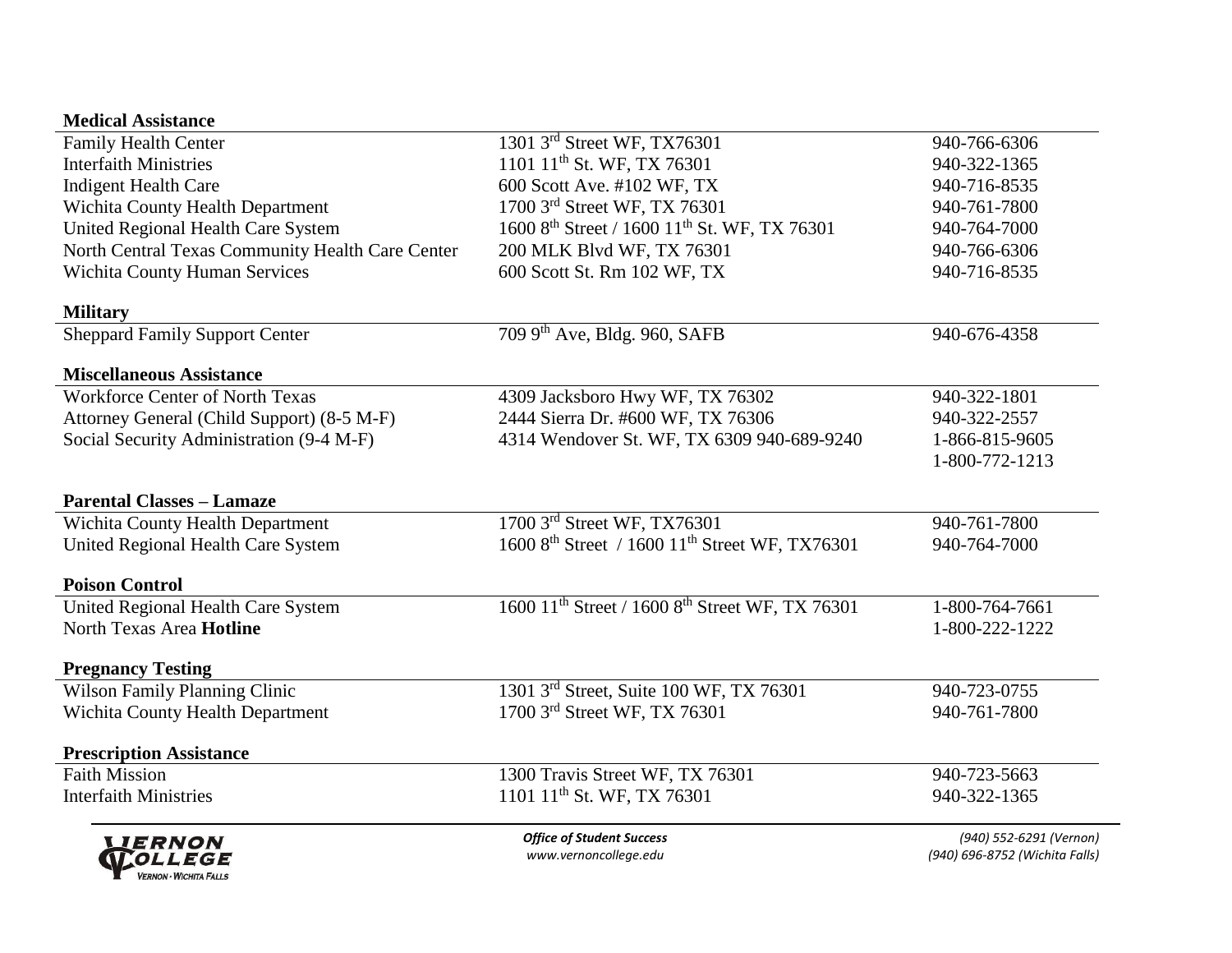**Medical Assistance**

| | | |
|---|---|---|
| Family Health Center | 1301 3rd Street WF, TX76301 | 940-766-6306 |
| Interfaith Ministries | 1101 11th St. WF, TX 76301 | 940-322-1365 |
| Indigent Health Care | 600 Scott Ave. #102 WF, TX | 940-716-8535 |
| Wichita County Health Department | 1700 3rd Street WF, TX 76301 | 940-761-7800 |
| United Regional Health Care System | 1600 8th Street / 1600 11th St. WF, TX 76301 | 940-764-7000 |
| North Central Texas Community Health Care Center | 200 MLK Blvd WF, TX 76301 | 940-766-6306 |
| Wichita County Human Services | 600 Scott St. Rm 102 WF, TX | 940-716-8535 |

**Military**

| | | |
|---|---|---|
| Sheppard Family Support Center | 709 9th Ave, Bldg. 960, SAFB | 940-676-4358 |

**Miscellaneous Assistance**

| | | |
|---|---|---|
| Workforce Center of North Texas | 4309 Jacksboro Hwy WF, TX 76302 | 940-322-1801 |
| Attorney General (Child Support) (8-5 M-F) | 2444 Sierra Dr. #600 WF, TX 76306 | 940-322-2557 |
| Social Security Administration (9-4 M-F) | 4314 Wendover St. WF, TX 6309 940-689-9240 | 1-866-815-9605<br>1-800-772-1213 |

**Parental Classes – Lamaze**

| | | |
|---|---|---|
| Wichita County Health Department | 1700 3rd Street WF, TX76301 | 940-761-7800 |
| United Regional Health Care System | 1600 8th Street / 1600 11th Street WF, TX76301 | 940-764-7000 |

**Poison Control**

| | | |
|---|---|---|
| United Regional Health Care System | 1600 11th Street / 1600 8th Street WF, TX 76301 | 1-800-764-7661 |
| North Texas Area **Hotline** | | 1-800-222-1222 |

**Pregnancy Testing**

| | | |
|---|---|---|
| Wilson Family Planning Clinic | 1301 3rd Street, Suite 100 WF, TX 76301 | 940-723-0755 |
| Wichita County Health Department | 1700 3rd Street WF, TX 76301 | 940-761-7800 |

**Prescription Assistance**

| | | |
|---|---|---|
| Faith Mission | 1300 Travis Street WF, TX 76301 | 940-723-5663 |
| Interfaith Ministries | 1101 11th St. WF, TX 76301 | 940-322-1365 |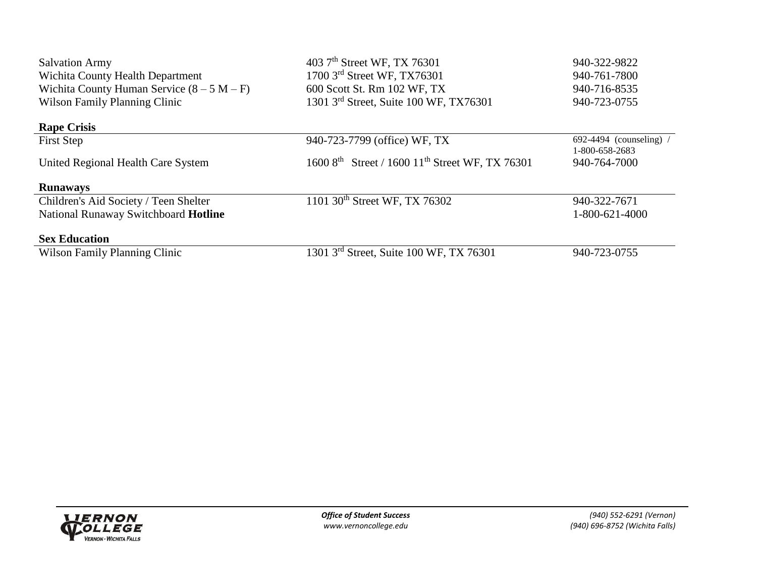| | | |
|---|---|---|
| Salvation Army | 403 7th Street WF, TX 76301 | 940-322-9822 |
| Wichita County Health Department | 1700 3rd Street WF, TX76301 | 940-761-7800 |
| Wichita County Human Service (8 – 5 M – F) | 600 Scott St. Rm 102 WF, TX | 940-716-8535 |
| Wilson Family Planning Clinic | 1301 3rd Street, Suite 100 WF, TX76301 | 940-723-0755 |

**Rape Crisis**

| | | |
|---|---|---|
| First Step | 940-723-7799 (office) WF, TX | 692-4494 (counseling) / 1-800-658-2683 |
| United Regional Health Care System | 1600 8th Street / 1600 11th Street WF, TX 76301 | 940-764-7000 |

**Runaways**

| | | |
|---|---|---|
| Children's Aid Society / Teen Shelter | 1101 30th Street WF, TX 76302 | 940-322-7671 |
| National Runaway Switchboard **Hotline** | | 1-800-621-4000 |

**Sex Education**

| | | |
|---|---|---|
| Wilson Family Planning Clinic | 1301 3rd Street, Suite 100 WF, TX 76301 | 940-723-0755 |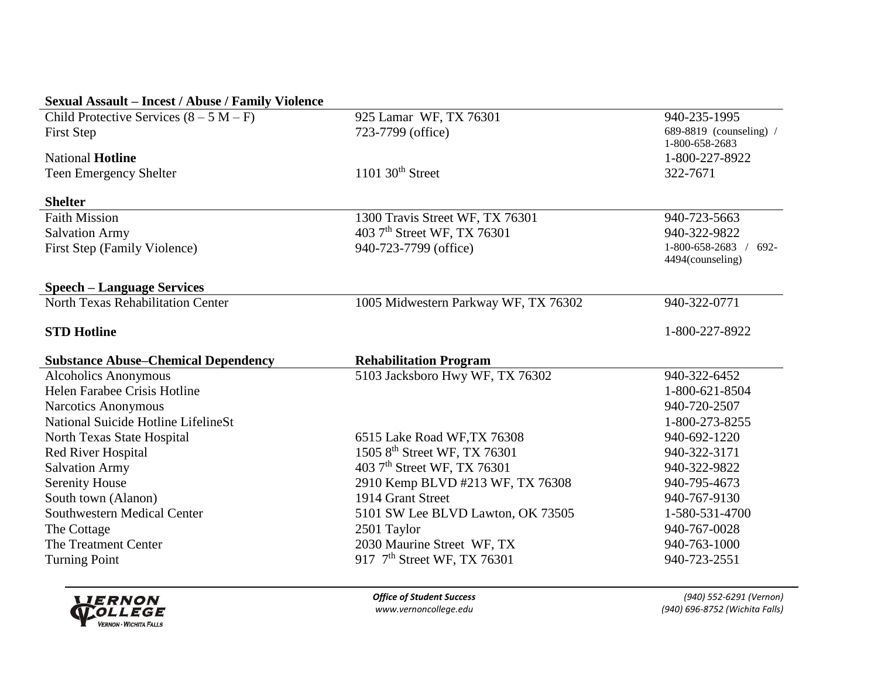## Sexual Assault – Incest / Abuse / Family Violence

| | | |
|---|---|---|
| Child Protective Services (8 – 5 M – F) | 925 Lamar WF, TX 76301 | 940-235-1995 |
| First Step | 723-7799 (office) | 689-8819 (counseling) / 1-800-658-2683 |
| National **Hotline** | | 1-800-227-8922 |
| Teen Emergency Shelter | 1101 30th Street | 322-7671 |

## Shelter

| | | |
|---|---|---|
| Faith Mission | 1300 Travis Street WF, TX 76301 | 940-723-5663 |
| Salvation Army | 403 7th Street WF, TX 76301 | 940-322-9822 |
| First Step (Family Violence) | 940-723-7799 (office) | 1-800-658-2683 / 692-4494(counseling) |

## Speech – Language Services

| | | |
|---|---|---|
| North Texas Rehabilitation Center | 1005 Midwestern Parkway WF, TX 76302 | 940-322-0771 |

## STD Hotline

1-800-227-8922

## Substance Abuse–Chemical Dependency

| | **Rehabilitation Program** | |
|---|---|---|
| Alcoholics Anonymous | 5103 Jacksboro Hwy WF, TX 76302 | 940-322-6452 |
| Helen Farabee Crisis Hotline | | 1-800-621-8504 |
| Narcotics Anonymous | | 940-720-2507 |
| National Suicide Hotline LifelineSt | | 1-800-273-8255 |
| North Texas State Hospital | 6515 Lake Road WF,TX 76308 | 940-692-1220 |
| Red River Hospital | 1505 8th Street WF, TX 76301 | 940-322-3171 |
| Salvation Army | 403 7th Street WF, TX 76301 | 940-322-9822 |
| Serenity House | 2910 Kemp BLVD #213 WF, TX 76308 | 940-795-4673 |
| South town (Alanon) | 1914 Grant Street | 940-767-9130 |
| Southwestern Medical Center | 5101 SW Lee BLVD Lawton, OK 73505 | 1-580-531-4700 |
| The Cottage | 2501 Taylor | 940-767-0028 |
| The Treatment Center | 2030 Maurine Street WF, TX | 940-763-1000 |
| Turning Point | 917 7th Street WF, TX 76301 | 940-723-2551 |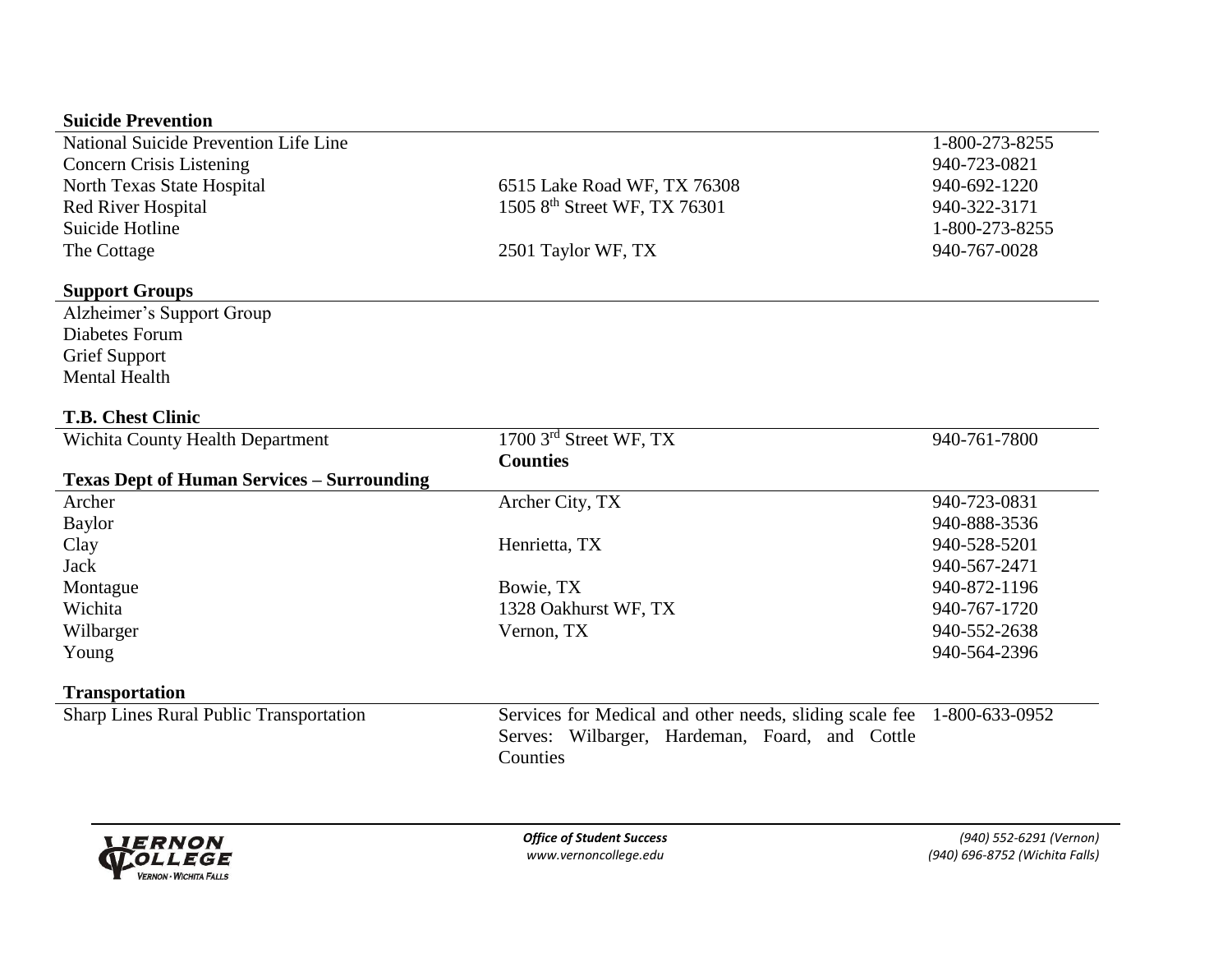**Suicide Prevention**

| | | |
|---|---|---|
| National Suicide Prevention Life Line | | 1-800-273-8255 |
| Concern Crisis Listening | | 940-723-0821 |
| North Texas State Hospital | 6515 Lake Road WF, TX 76308 | 940-692-1220 |
| Red River Hospital | 1505 8th Street WF, TX 76301 | 940-322-3171 |
| Suicide Hotline | | 1-800-273-8255 |
| The Cottage | 2501 Taylor WF, TX | 940-767-0028 |

**Support Groups**

Alzheimer's Support Group
Diabetes Forum
Grief Support
Mental Health

**T.B. Chest Clinic**

| | | |
|---|---|---|
| Wichita County Health Department | 1700 3rd Street WF, TX | 940-761-7800 |

**Texas Dept of Human Services – Surrounding Counties**

| | | |
|---|---|---|
| Archer | Archer City, TX | 940-723-0831 |
| Baylor | | 940-888-3536 |
| Clay | Henrietta, TX | 940-528-5201 |
| Jack | | 940-567-2471 |
| Montague | Bowie, TX | 940-872-1196 |
| Wichita | 1328 Oakhurst WF, TX | 940-767-1720 |
| Wilbarger | Vernon, TX | 940-552-2638 |
| Young | | 940-564-2396 |

**Transportation**

| | | |
|---|---|---|
| Sharp Lines Rural Public Transportation | Services for Medical and other needs, sliding scale fee Serves: Wilbarger, Hardeman, Foard, and Cottle Counties | 1-800-633-0952 |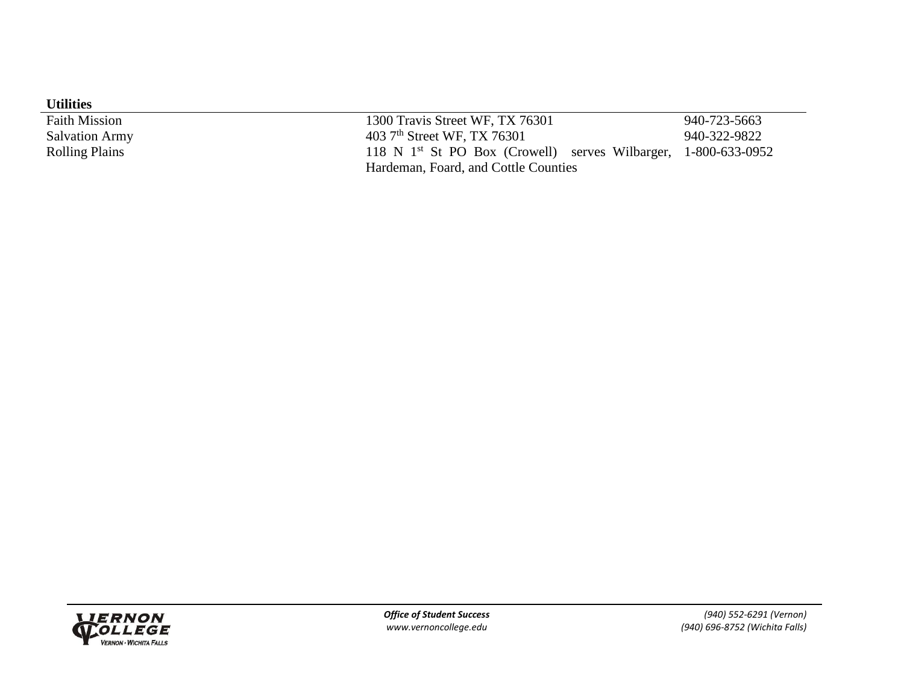**Utilities**

| | | |
|---|---|---|
| Faith Mission | 1300 Travis Street WF, TX 76301 | 940-723-5663 |
| Salvation Army | 403 7th Street WF, TX 76301 | 940-322-9822 |
| Rolling Plains | 118 N 1st St PO Box (Crowell) serves Wilbarger, Hardeman, Foard, and Cottle Counties | 1-800-633-0952 |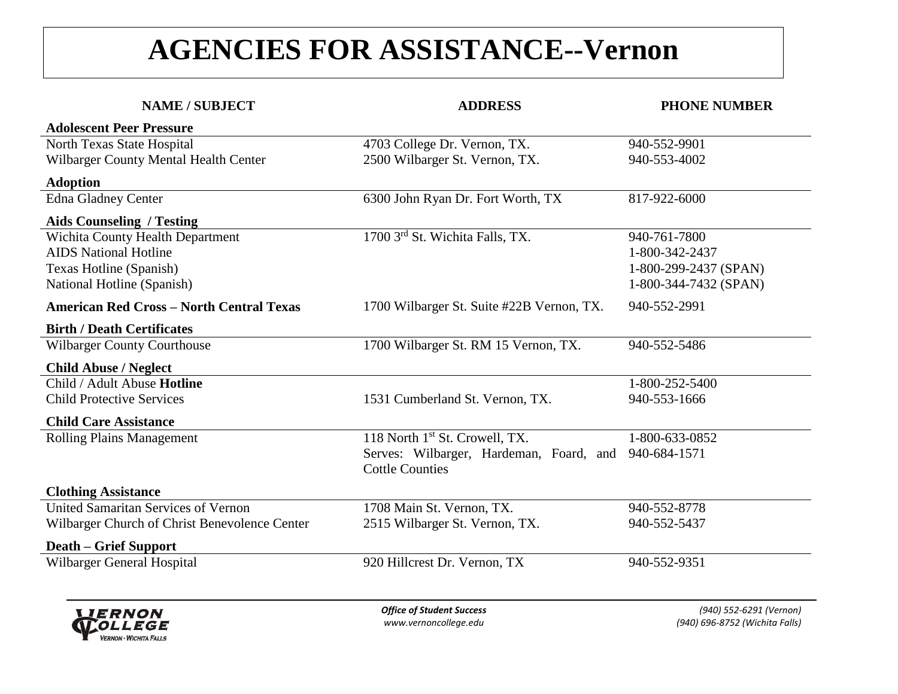# AGENCIES FOR ASSISTANCE--Vernon

| NAME / SUBJECT | ADDRESS | PHONE NUMBER |
| --- | --- | --- |
| **Adolescent Peer Pressure** | | |
| North Texas State Hospital | 4703 College Dr. Vernon, TX. | 940-552-9901 |
| Wilbarger County Mental Health Center | 2500 Wilbarger St. Vernon, TX. | 940-553-4002 |
| **Adoption** | | |
| Edna Gladney Center | 6300 John Ryan Dr. Fort Worth, TX | 817-922-6000 |
| **Aids Counseling / Testing** | | |
| Wichita County Health Department | 1700 3rd St. Wichita Falls, TX. | 940-761-7800 |
| AIDS National Hotline | | 1-800-342-2437 |
| Texas Hotline (Spanish) | | 1-800-299-2437 (SPAN) |
| National Hotline (Spanish) | | 1-800-344-7432 (SPAN) |
| **American Red Cross – North Central Texas** | 1700 Wilbarger St. Suite #22B Vernon, TX. | 940-552-2991 |
| **Birth / Death Certificates** | | |
| Wilbarger County Courthouse | 1700 Wilbarger St. RM 15 Vernon, TX. | 940-552-5486 |
| **Child Abuse / Neglect** | | |
| Child / Adult Abuse **Hotline** | | 1-800-252-5400 |
| Child Protective Services | 1531 Cumberland St. Vernon, TX. | 940-553-1666 |
| **Child Care Assistance** | | |
| Rolling Plains Management | 118 North 1st St. Crowell, TX. Serves: Wilbarger, Hardeman, Foard, and Cottle Counties | 1-800-633-0852 940-684-1571 |
| **Clothing Assistance** | | |
| United Samaritan Services of Vernon | 1708 Main St. Vernon, TX. | 940-552-8778 |
| Wilbarger Church of Christ Benevolence Center | 2515 Wilbarger St. Vernon, TX. | 940-552-5437 |
| **Death – Grief Support** | | |
| Wilbarger General Hospital | 920 Hillcrest Dr. Vernon, TX | 940-552-9351 |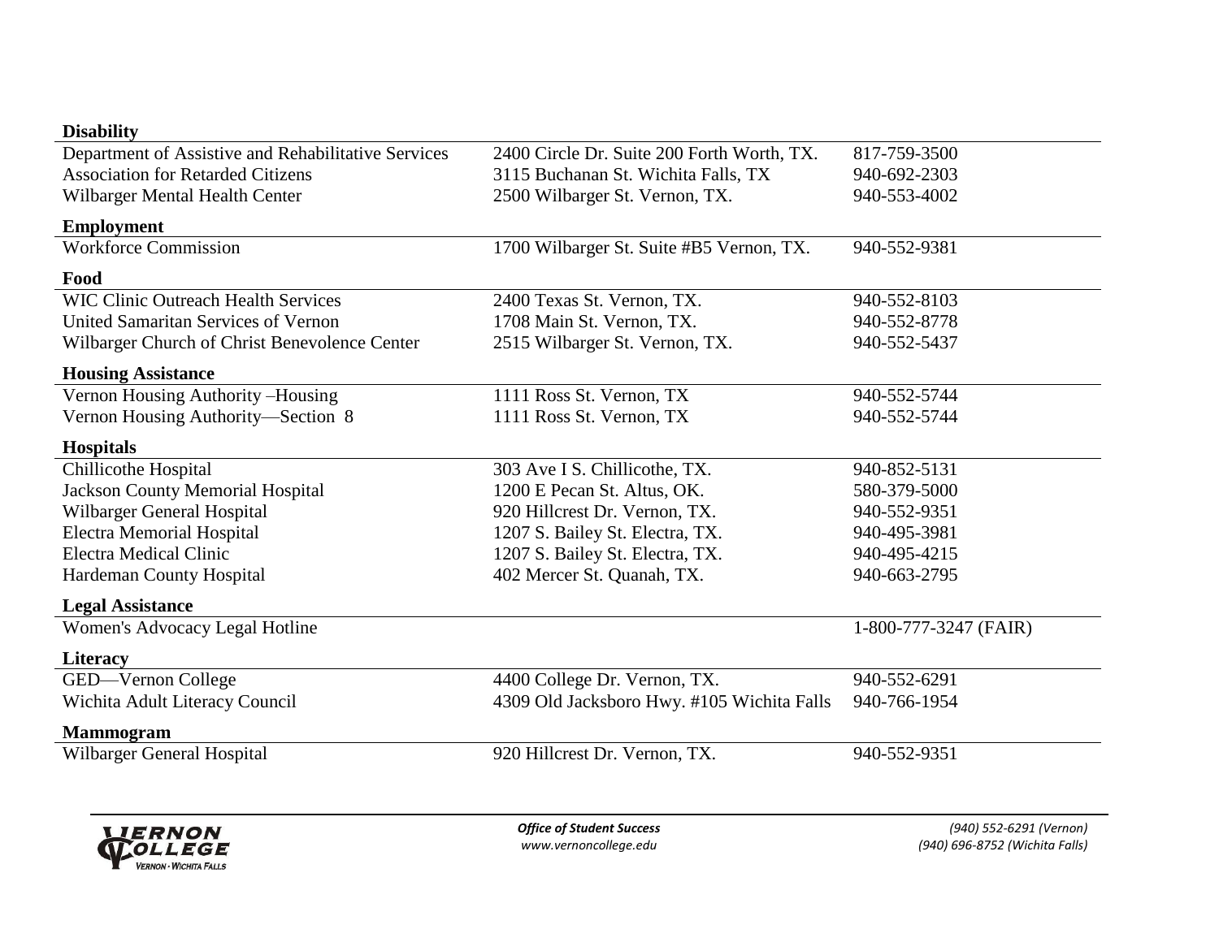**Disability**

| | | |
|---|---|---|
| Department of Assistive and Rehabilitative Services | 2400 Circle Dr. Suite 200 Forth Worth, TX. | 817-759-3500 |
| Association for Retarded Citizens | 3115 Buchanan St. Wichita Falls, TX | 940-692-2303 |
| Wilbarger Mental Health Center | 2500 Wilbarger St. Vernon, TX. | 940-553-4002 |

**Employment**

| | | |
|---|---|---|
| Workforce Commission | 1700 Wilbarger St. Suite #B5 Vernon, TX. | 940-552-9381 |

**Food**

| | | |
|---|---|---|
| WIC Clinic Outreach Health Services | 2400 Texas St. Vernon, TX. | 940-552-8103 |
| United Samaritan Services of Vernon | 1708 Main St. Vernon, TX. | 940-552-8778 |
| Wilbarger Church of Christ Benevolence Center | 2515 Wilbarger St. Vernon, TX. | 940-552-5437 |

**Housing Assistance**

| | | |
|---|---|---|
| Vernon Housing Authority –Housing | 1111 Ross St. Vernon, TX | 940-552-5744 |
| Vernon Housing Authority—Section 8 | 1111 Ross St. Vernon, TX | 940-552-5744 |

**Hospitals**

| | | |
|---|---|---|
| Chillicothe Hospital | 303 Ave I S. Chillicothe, TX. | 940-852-5131 |
| Jackson County Memorial Hospital | 1200 E Pecan St. Altus, OK. | 580-379-5000 |
| Wilbarger General Hospital | 920 Hillcrest Dr. Vernon, TX. | 940-552-9351 |
| Electra Memorial Hospital | 1207 S. Bailey St. Electra, TX. | 940-495-3981 |
| Electra Medical Clinic | 1207 S. Bailey St. Electra, TX. | 940-495-4215 |
| Hardeman County Hospital | 402 Mercer St. Quanah, TX. | 940-663-2795 |

**Legal Assistance**

| | | |
|---|---|---|
| Women's Advocacy Legal Hotline | | 1-800-777-3247 (FAIR) |

**Literacy**

| | | |
|---|---|---|
| GED—Vernon College | 4400 College Dr. Vernon, TX. | 940-552-6291 |
| Wichita Adult Literacy Council | 4309 Old Jacksboro Hwy. #105 Wichita Falls | 940-766-1954 |

**Mammogram**

| | | |
|---|---|---|
| Wilbarger General Hospital | 920 Hillcrest Dr. Vernon, TX. | 940-552-9351 |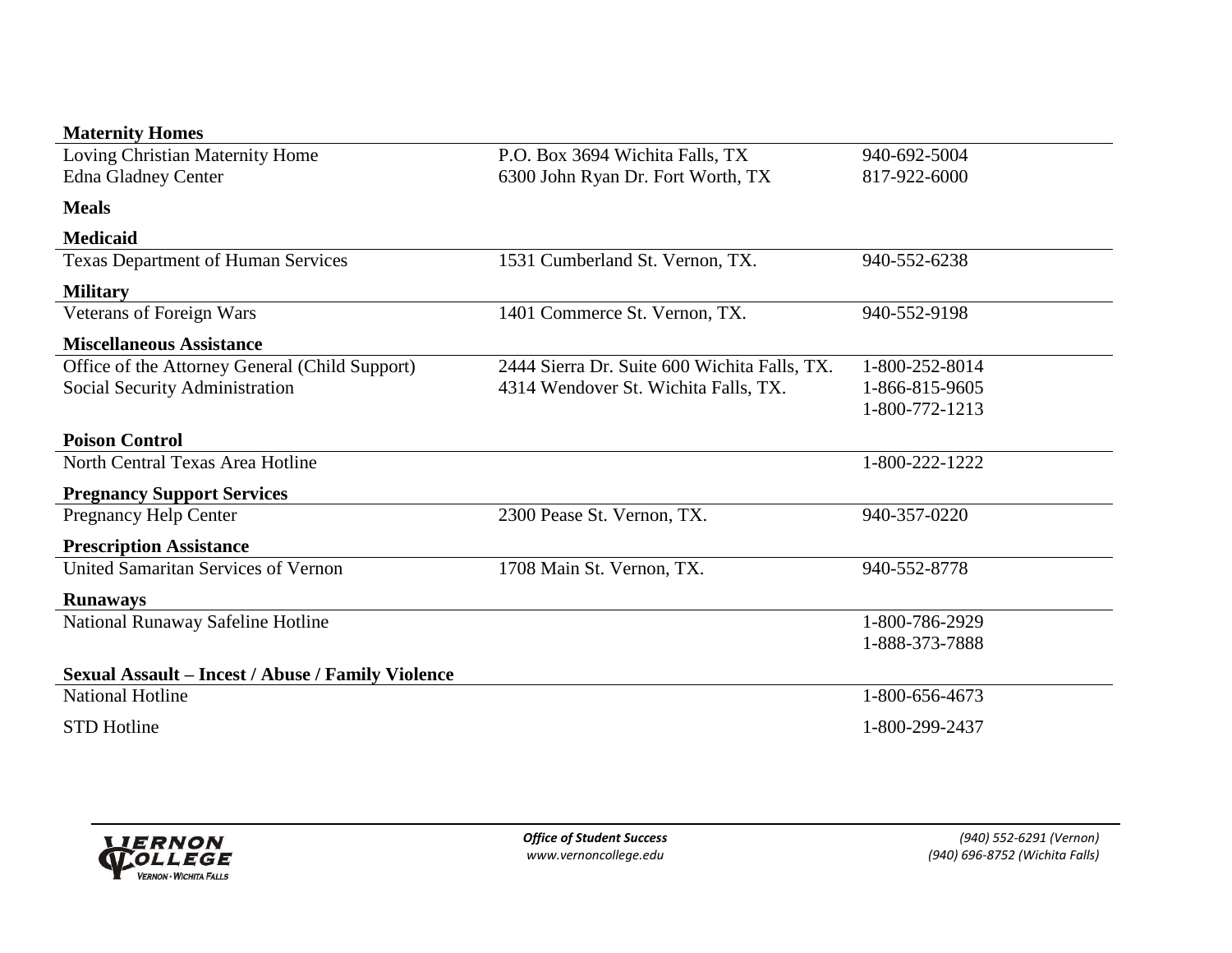**Maternity Homes**

| | | |
|---|---|---|
| Loving Christian Maternity Home | P.O. Box 3694 Wichita Falls, TX | 940-692-5004 |
| Edna Gladney Center | 6300 John Ryan Dr. Fort Worth, TX | 817-922-6000 |

**Meals**

**Medicaid**

| | | |
|---|---|---|
| Texas Department of Human Services | 1531 Cumberland St. Vernon, TX. | 940-552-6238 |

**Military**

| | | |
|---|---|---|
| Veterans of Foreign Wars | 1401 Commerce St. Vernon, TX. | 940-552-9198 |

**Miscellaneous Assistance**

| | | |
|---|---|---|
| Office of the Attorney General (Child Support) | 2444 Sierra Dr. Suite 600 Wichita Falls, TX. | 1-800-252-8014 |
| Social Security Administration | 4314 Wendover St. Wichita Falls, TX. | 1-866-815-9605<br>1-800-772-1213 |

**Poison Control**

| | | |
|---|---|---|
| North Central Texas Area Hotline | | 1-800-222-1222 |

**Pregnancy Support Services**

| | | |
|---|---|---|
| Pregnancy Help Center | 2300 Pease St. Vernon, TX. | 940-357-0220 |

**Prescription Assistance**

| | | |
|---|---|---|
| United Samaritan Services of Vernon | 1708 Main St. Vernon, TX. | 940-552-8778 |

**Runaways**

| | | |
|---|---|---|
| National Runaway Safeline Hotline | | 1-800-786-2929<br>1-888-373-7888 |

**Sexual Assault – Incest / Abuse / Family Violence**

| | | |
|---|---|---|
| National Hotline | | 1-800-656-4673 |
| STD Hotline | | 1-800-299-2437 |

*Office of Student Success*
*www.vernoncollege.edu*

*(940) 552-6291 (Vernon)*
*(940) 696-8752 (Wichita Falls)*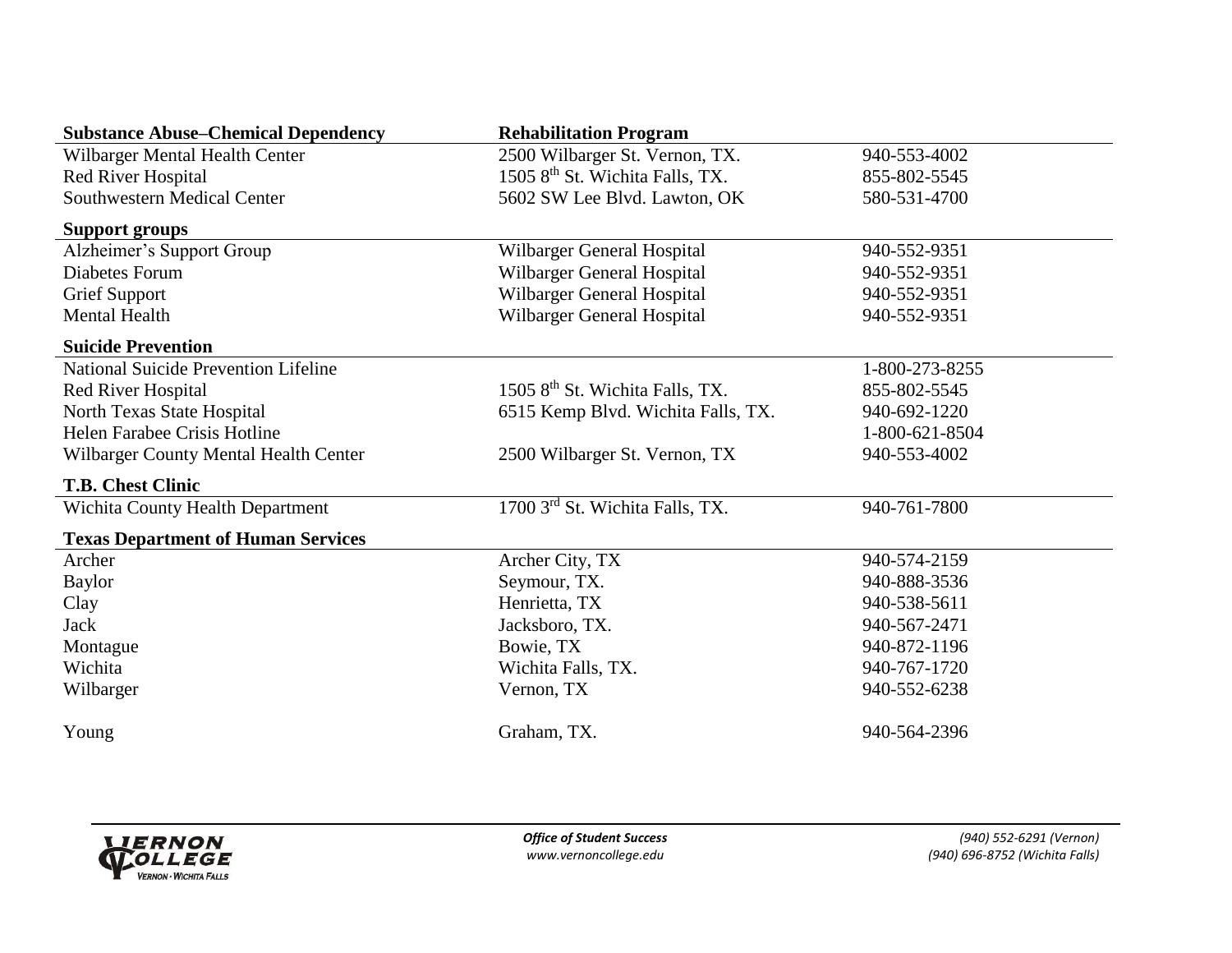| Substance Abuse–Chemical Dependency | Rehabilitation Program | |
|---|---|---|
| Wilbarger Mental Health Center | 2500 Wilbarger St. Vernon, TX. | 940-553-4002 |
| Red River Hospital | 1505 8th St. Wichita Falls, TX. | 855-802-5545 |
| Southwestern Medical Center | 5602 SW Lee Blvd. Lawton, OK | 580-531-4700 |

| Support groups | | |
|---|---|---|
| Alzheimer's Support Group | Wilbarger General Hospital | 940-552-9351 |
| Diabetes Forum | Wilbarger General Hospital | 940-552-9351 |
| Grief Support | Wilbarger General Hospital | 940-552-9351 |
| Mental Health | Wilbarger General Hospital | 940-552-9351 |

| Suicide Prevention | | |
|---|---|---|
| National Suicide Prevention Lifeline | | 1-800-273-8255 |
| Red River Hospital | 1505 8th St. Wichita Falls, TX. | 855-802-5545 |
| North Texas State Hospital | 6515 Kemp Blvd. Wichita Falls, TX. | 940-692-1220 |
| Helen Farabee Crisis Hotline | | 1-800-621-8504 |
| Wilbarger County Mental Health Center | 2500 Wilbarger St. Vernon, TX | 940-553-4002 |

| T.B. Chest Clinic | | |
|---|---|---|
| Wichita County Health Department | 1700 3rd St. Wichita Falls, TX. | 940-761-7800 |

| Texas Department of Human Services | | |
|---|---|---|
| Archer | Archer City, TX | 940-574-2159 |
| Baylor | Seymour, TX. | 940-888-3536 |
| Clay | Henrietta, TX | 940-538-5611 |
| Jack | Jacksboro, TX. | 940-567-2471 |
| Montague | Bowie, TX | 940-872-1196 |
| Wichita | Wichita Falls, TX. | 940-767-1720 |
| Wilbarger | Vernon, TX | 940-552-6238 |
| Young | Graham, TX. | 940-564-2396 |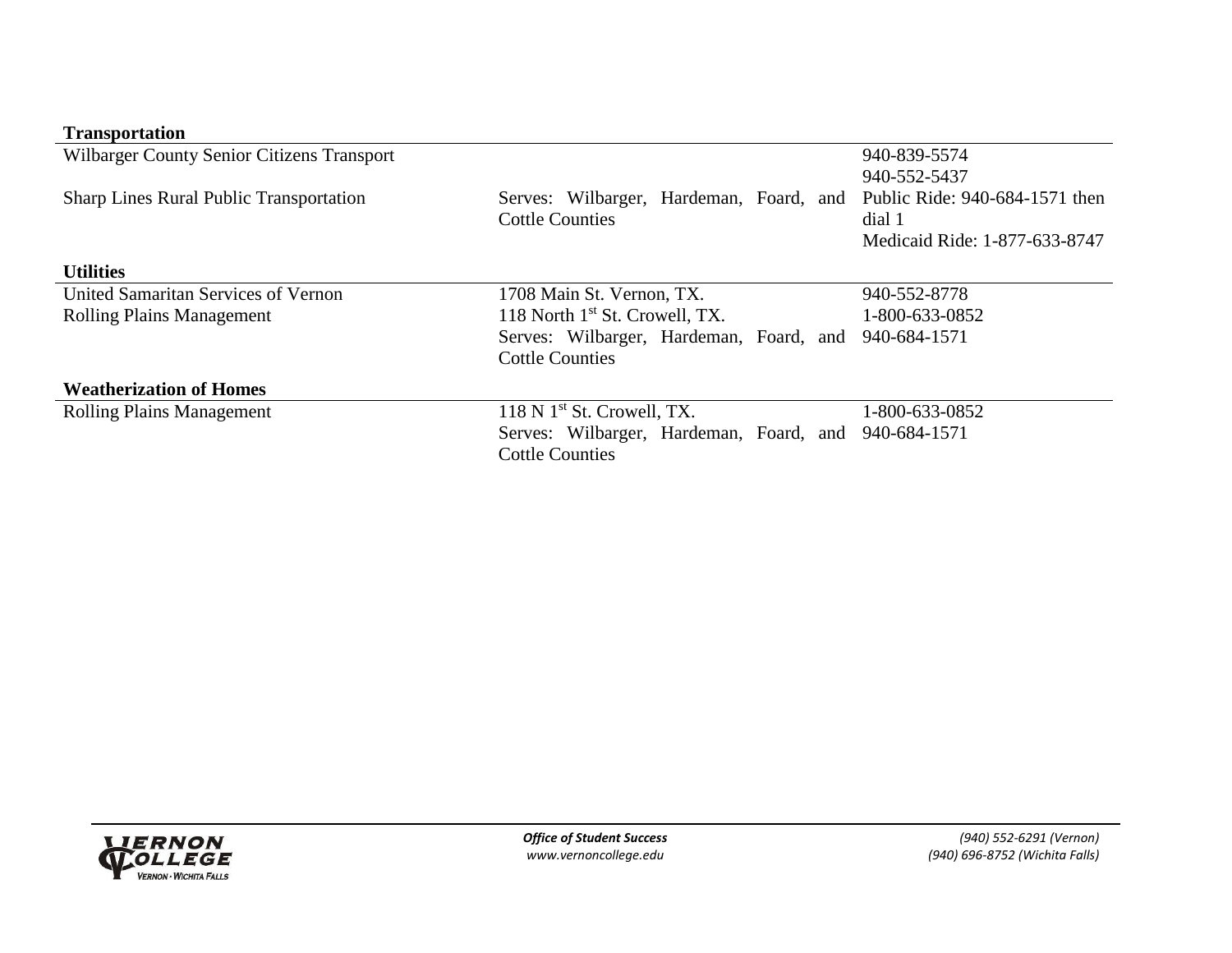**Transportation**

| | | |
|---|---|---|
| Wilbarger County Senior Citizens Transport | | 940-839-5574<br>940-552-5437 |
| Sharp Lines Rural Public Transportation | Serves: Wilbarger, Hardeman, Foard, and Cottle Counties | Public Ride: 940-684-1571 then dial 1<br>Medicaid Ride: 1-877-633-8747 |

**Utilities**

| | | |
|---|---|---|
| United Samaritan Services of Vernon | 1708 Main St. Vernon, TX. | 940-552-8778 |
| Rolling Plains Management | 118 North 1st St. Crowell, TX.<br>Serves: Wilbarger, Hardeman, Foard, and Cottle Counties | 1-800-633-0852<br>940-684-1571 |

**Weatherization of Homes**

| | | |
|---|---|---|
| Rolling Plains Management | 118 N 1st St. Crowell, TX.<br>Serves: Wilbarger, Hardeman, Foard, and Cottle Counties | 1-800-633-0852<br>940-684-1571 |